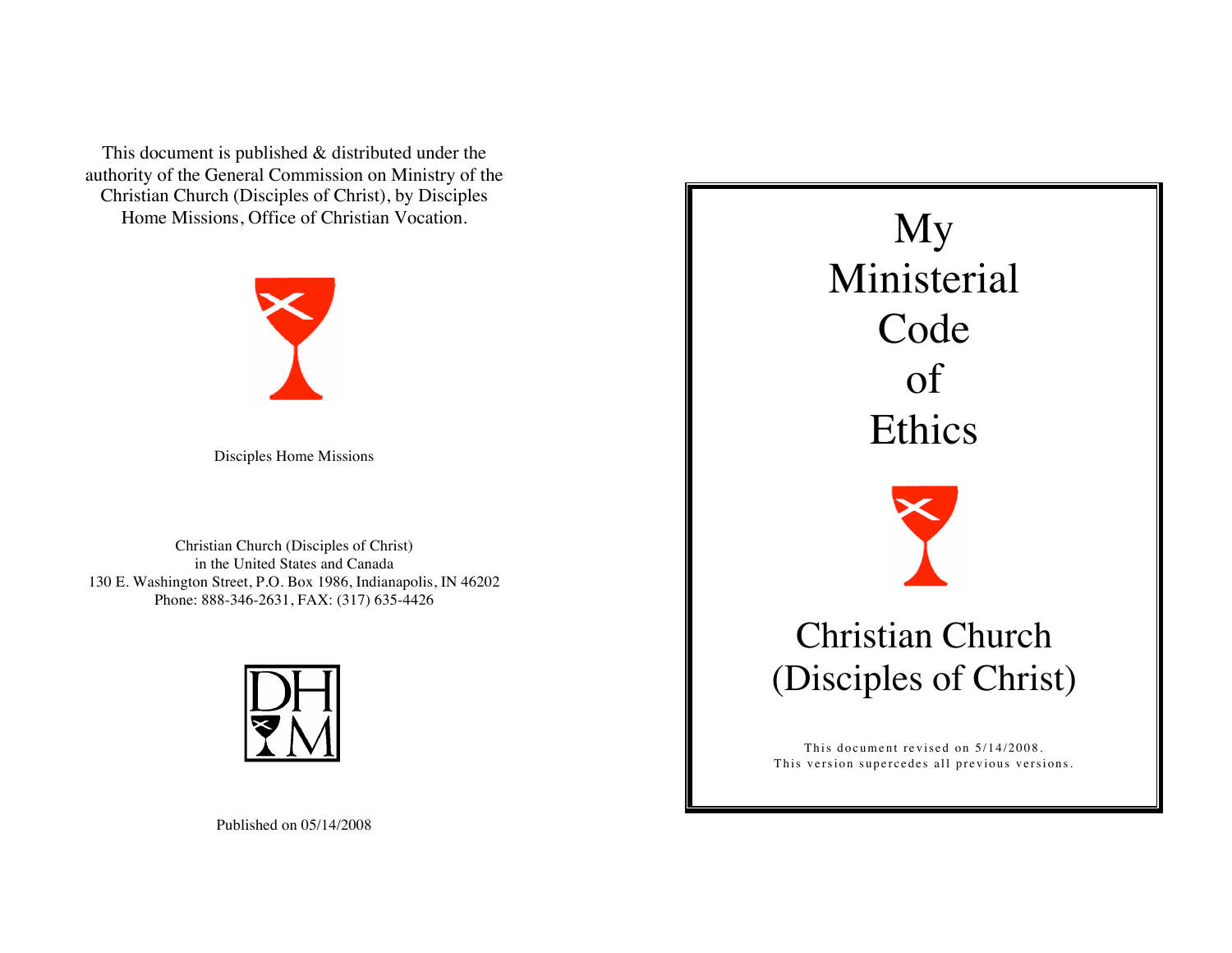This document is published & distributed under the authority of the General Commission on Ministry of the Christian Church (Disciples of Christ), by Disciples Home Missions, Office of Christian Vocation.

Disciples Home Missions

Christian Church (Disciples of Christ)
in the United States and Canada
130 E. Washington Street, P.O. Box 1986, Indianapolis, IN 46202
Phone: 888-346-2631, FAX: (317) 635-4426

DHM

Published on 05/14/2008

# My Ministerial Code of Ethics

## Christian Church (Disciples of Christ)

This document revised on 5/14/2008.
This version supercedes all previous versions.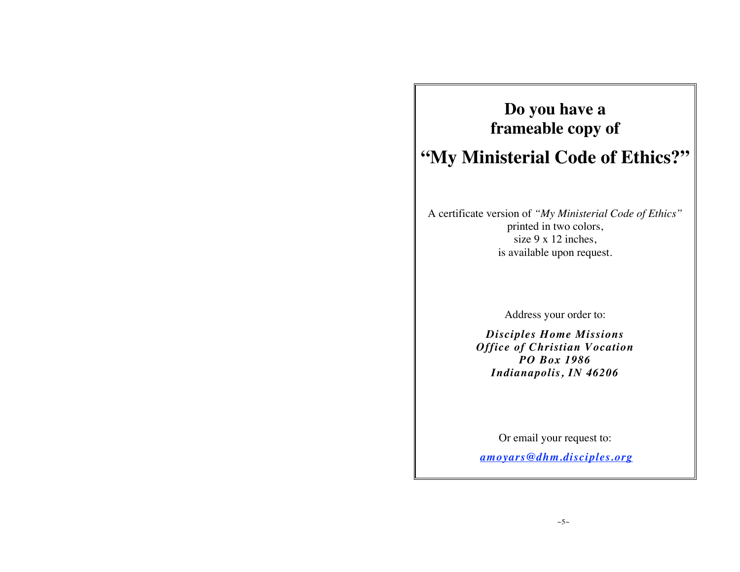# Do you have a frameable copy of

# "My Ministerial Code of Ethics?"

A certificate version of *"My Ministerial Code of Ethics"*
printed in two colors,
size 9 x 12 inches,
is available upon request.

Address your order to:

***Disciples Home Missions***
***Office of Christian Vocation***
***PO Box 1986***
***Indianapolis, IN 46206***

Or email your request to:

***amoyars@dhm.disciples.org***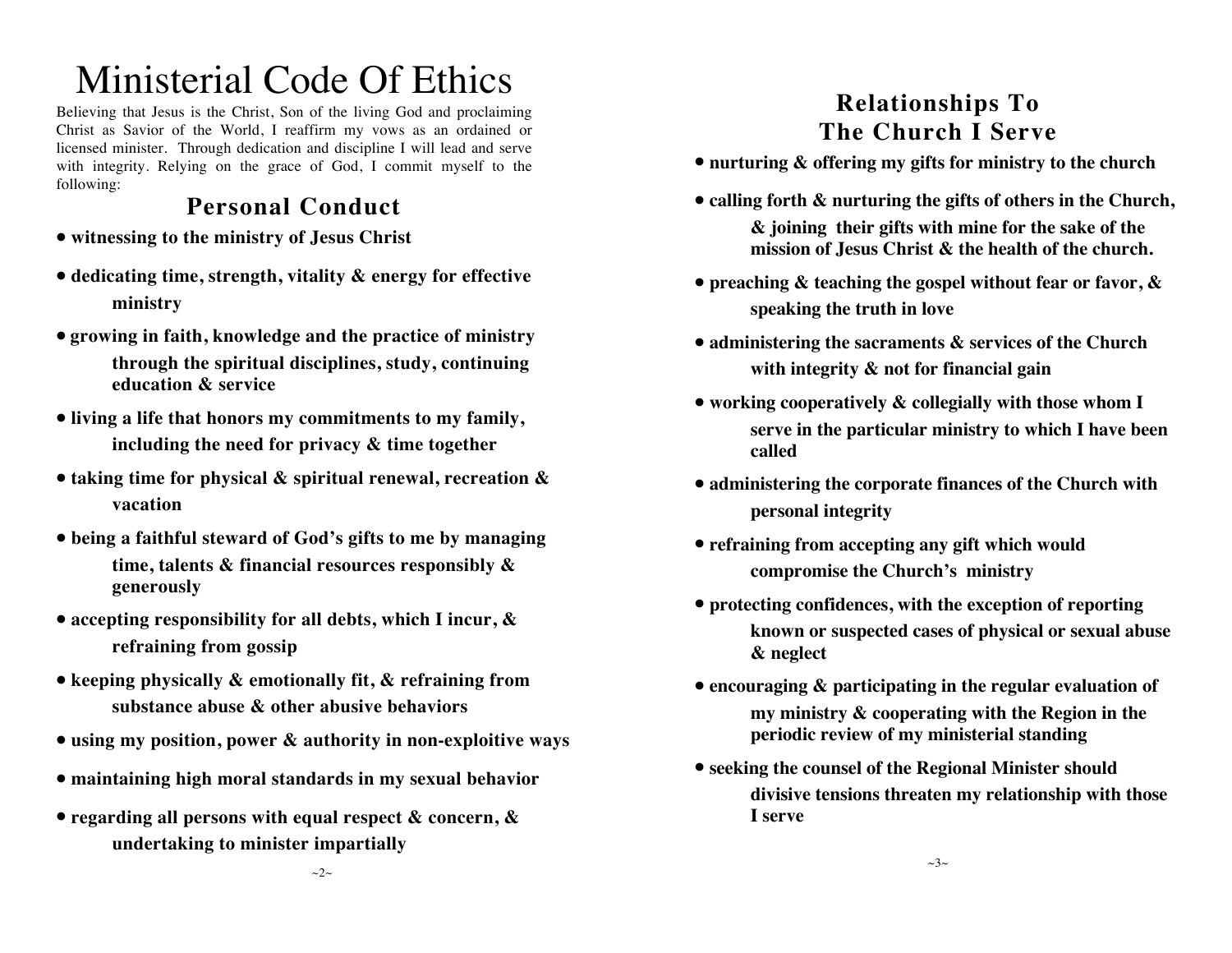# Ministerial Code Of Ethics

Believing that Jesus is the Christ, Son of the living God and proclaiming Christ as Savior of the World, I reaffirm my vows as an ordained or licensed minister. Through dedication and discipline I will lead and serve with integrity. Relying on the grace of God, I commit myself to the following:

## Personal Conduct

- **witnessing to the ministry of Jesus Christ**
- **dedicating time, strength, vitality & energy for effective ministry**
- **growing in faith, knowledge and the practice of ministry through the spiritual disciplines, study, continuing education & service**
- **living a life that honors my commitments to my family, including the need for privacy & time together**
- **taking time for physical & spiritual renewal, recreation & vacation**
- **being a faithful steward of God's gifts to me by managing time, talents & financial resources responsibly & generously**
- **accepting responsibility for all debts, which I incur, & refraining from gossip**
- **keeping physically & emotionally fit, & refraining from substance abuse & other abusive behaviors**
- **using my position, power & authority in non-exploitive ways**
- **maintaining high moral standards in my sexual behavior**
- **regarding all persons with equal respect & concern, & undertaking to minister impartially**

## Relationships To The Church I Serve

- **nurturing & offering my gifts for ministry to the church**
- **calling forth & nurturing the gifts of others in the Church, & joining their gifts with mine for the sake of the mission of Jesus Christ & the health of the church.**
- **preaching & teaching the gospel without fear or favor, & speaking the truth in love**
- **administering the sacraments & services of the Church with integrity & not for financial gain**
- **working cooperatively & collegially with those whom I serve in the particular ministry to which I have been called**
- **administering the corporate finances of the Church with personal integrity**
- **refraining from accepting any gift which would compromise the Church's ministry**
- **protecting confidences, with the exception of reporting known or suspected cases of physical or sexual abuse & neglect**
- **encouraging & participating in the regular evaluation of my ministry & cooperating with the Region in the periodic review of my ministerial standing**
- **seeking the counsel of the Regional Minister should divisive tensions threaten my relationship with those I serve**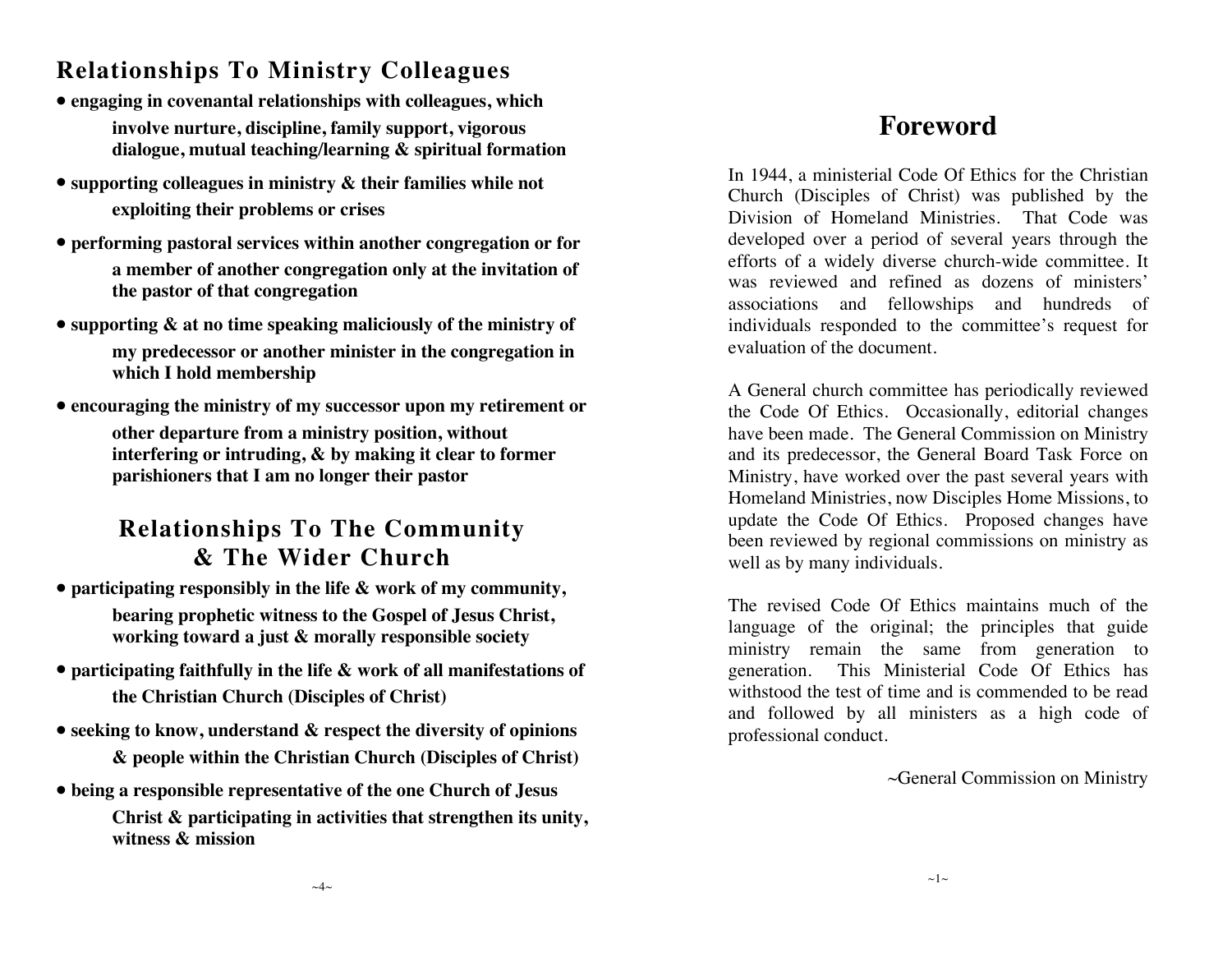## Relationships To Ministry Colleagues

- **engaging in covenantal relationships with colleagues, which involve nurture, discipline, family support, vigorous dialogue, mutual teaching/learning & spiritual formation**
- **supporting colleagues in ministry & their families while not exploiting their problems or crises**
- **performing pastoral services within another congregation or for a member of another congregation only at the invitation of the pastor of that congregation**
- **supporting & at no time speaking maliciously of the ministry of my predecessor or another minister in the congregation in which I hold membership**
- **encouraging the ministry of my successor upon my retirement or other departure from a ministry position, without interfering or intruding, & by making it clear to former parishioners that I am no longer their pastor**

## Relationships To The Community & The Wider Church

- **participating responsibly in the life & work of my community, bearing prophetic witness to the Gospel of Jesus Christ, working toward a just & morally responsible society**
- **participating faithfully in the life & work of all manifestations of the Christian Church (Disciples of Christ)**
- **seeking to know, understand & respect the diversity of opinions & people within the Christian Church (Disciples of Christ)**
- **being a responsible representative of the one Church of Jesus Christ & participating in activities that strengthen its unity, witness & mission**

# Foreword

In 1944, a ministerial Code Of Ethics for the Christian Church (Disciples of Christ) was published by the Division of Homeland Ministries. That Code was developed over a period of several years through the efforts of a widely diverse church-wide committee. It was reviewed and refined as dozens of ministers' associations and fellowships and hundreds of individuals responded to the committee's request for evaluation of the document.

A General church committee has periodically reviewed the Code Of Ethics. Occasionally, editorial changes have been made. The General Commission on Ministry and its predecessor, the General Board Task Force on Ministry, have worked over the past several years with Homeland Ministries, now Disciples Home Missions, to update the Code Of Ethics. Proposed changes have been reviewed by regional commissions on ministry as well as by many individuals.

The revised Code Of Ethics maintains much of the language of the original; the principles that guide ministry remain the same from generation to generation. This Ministerial Code Of Ethics has withstood the test of time and is commended to be read and followed by all ministers as a high code of professional conduct.

~General Commission on Ministry